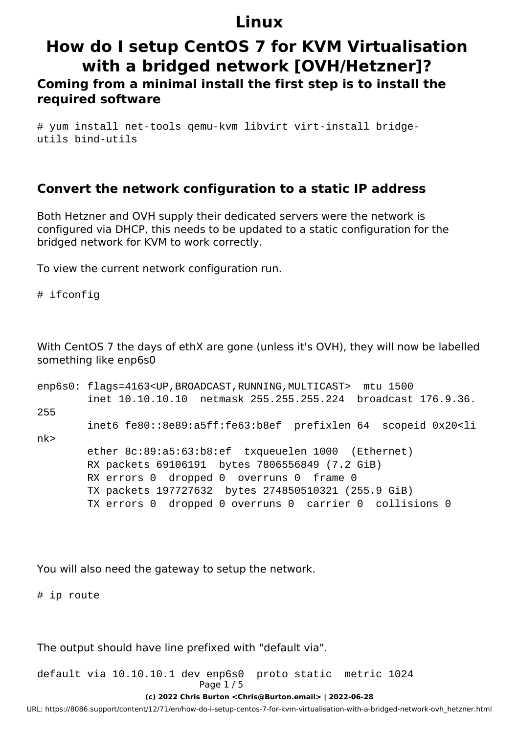# Linux

# How do I setup CentOS 7 for KVM Virtualisation with a bridged network [OVH/Hetzner]?

### Coming from a minimal install the first step is to install the required software

```
# yum install net-tools qemu-kvm libvirt virt-install bridge-utils bind-utils
```

### Convert the network configuration to a static IP address

Both Hetzner and OVH supply their dedicated servers were the network is configured via DHCP, this needs to be updated to a static configuration for the bridged network for KVM to work correctly.

To view the current network configuration run.

```
# ifconfig
```

With CentOS 7 the days of ethX are gone (unless it's OVH), they will now be labelled something like enp6s0

```
enp6s0: flags=4163<UP,BROADCAST,RUNNING,MULTICAST>  mtu 1500
        inet 10.10.10.10  netmask 255.255.255.224  broadcast 176.9.36.255
        inet6 fe80::8e89:a5ff:fe63:b8ef  prefixlen 64  scopeid 0x20<link>
        ether 8c:89:a5:63:b8:ef  txqueuelen 1000  (Ethernet)
        RX packets 69106191  bytes 7806556849 (7.2 GiB)
        RX errors 0  dropped 0  overruns 0  frame 0
        TX packets 197727632  bytes 274850510321 (255.9 GiB)
        TX errors 0  dropped 0 overruns 0  carrier 0  collisions 0
```

You will also need the gateway to setup the network.

```
# ip route
```

The output should have line prefixed with "default via".

```
default via 10.10.10.1 dev enp6s0  proto static  metric 1024
```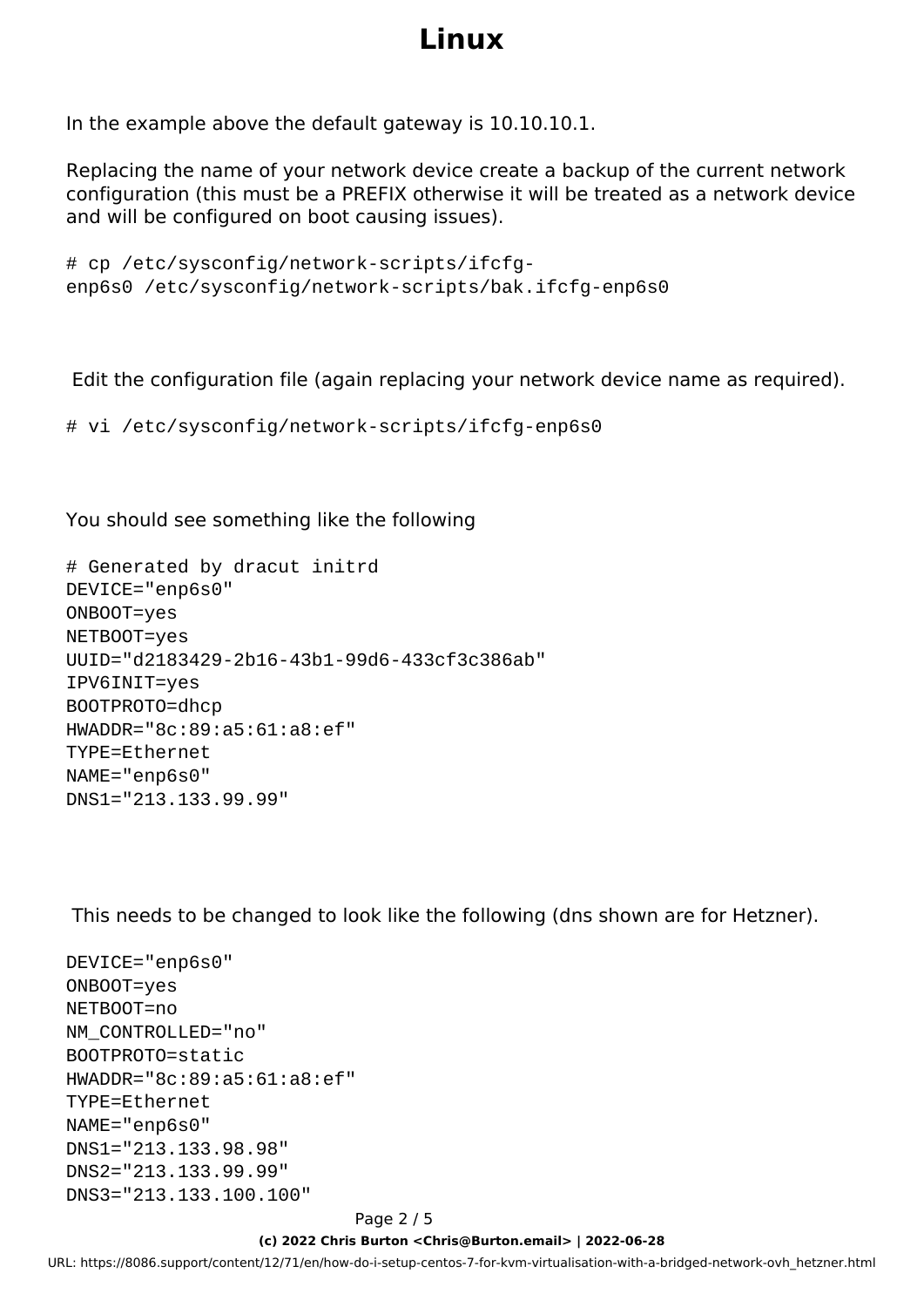# Linux

In the example above the default gateway is 10.10.10.1.

Replacing the name of your network device create a backup of the current network configuration (this must be a PREFIX otherwise it will be treated as a network device and will be configured on boot causing issues).

```
# cp /etc/sysconfig/network-scripts/ifcfg-enp6s0 /etc/sysconfig/network-scripts/bak.ifcfg-enp6s0
```

Edit the configuration file (again replacing your network device name as required).

```
# vi /etc/sysconfig/network-scripts/ifcfg-enp6s0
```

You should see something like the following

```
# Generated by dracut initrd
DEVICE="enp6s0"
ONBOOT=yes
NETBOOT=yes
UUID="d2183429-2b16-43b1-99d6-433cf3c386ab"
IPV6INIT=yes
BOOTPROTO=dhcp
HWADDR="8c:89:a5:61:a8:ef"
TYPE=Ethernet
NAME="enp6s0"
DNS1="213.133.99.99"
```

This needs to be changed to look like the following (dns shown are for Hetzner).

```
DEVICE="enp6s0"
ONBOOT=yes
NETBOOT=no
NM_CONTROLLED="no"
BOOTPROTO=static
HWADDR="8c:89:a5:61:a8:ef"
TYPE=Ethernet
NAME="enp6s0"
DNS1="213.133.98.98"
DNS2="213.133.99.99"
DNS3="213.133.100.100"
```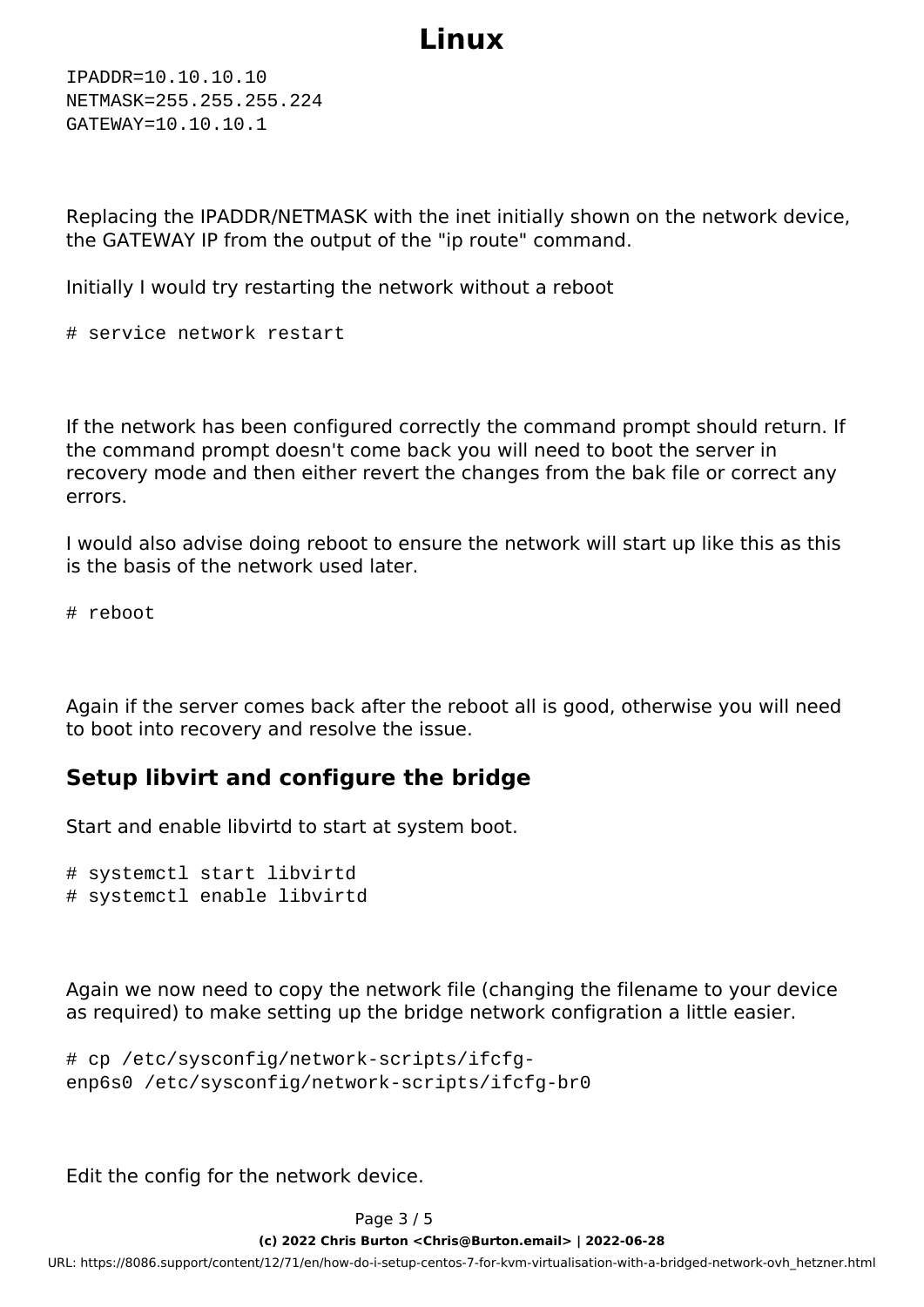```
IPADDR=10.10.10.10
NETMASK=255.255.255.224
GATEWAY=10.10.10.1
```

Replacing the IPADDR/NETMASK with the inet initially shown on the network device, the GATEWAY IP from the output of the "ip route" command.

Initially I would try restarting the network without a reboot

```
# service network restart
```

If the network has been configured correctly the command prompt should return. If the command prompt doesn't come back you will need to boot the server in recovery mode and then either revert the changes from the bak file or correct any errors.

I would also advise doing reboot to ensure the network will start up like this as this is the basis of the network used later.

```
# reboot
```

Again if the server comes back after the reboot all is good, otherwise you will need to boot into recovery and resolve the issue.

## Setup libvirt and configure the bridge

Start and enable libvirtd to start at system boot.

```
# systemctl start libvirtd
# systemctl enable libvirtd
```

Again we now need to copy the network file (changing the filename to your device as required) to make setting up the bridge network configration a little easier.

```
# cp /etc/sysconfig/network-scripts/ifcfg-enp6s0 /etc/sysconfig/network-scripts/ifcfg-br0
```

Edit the config for the network device.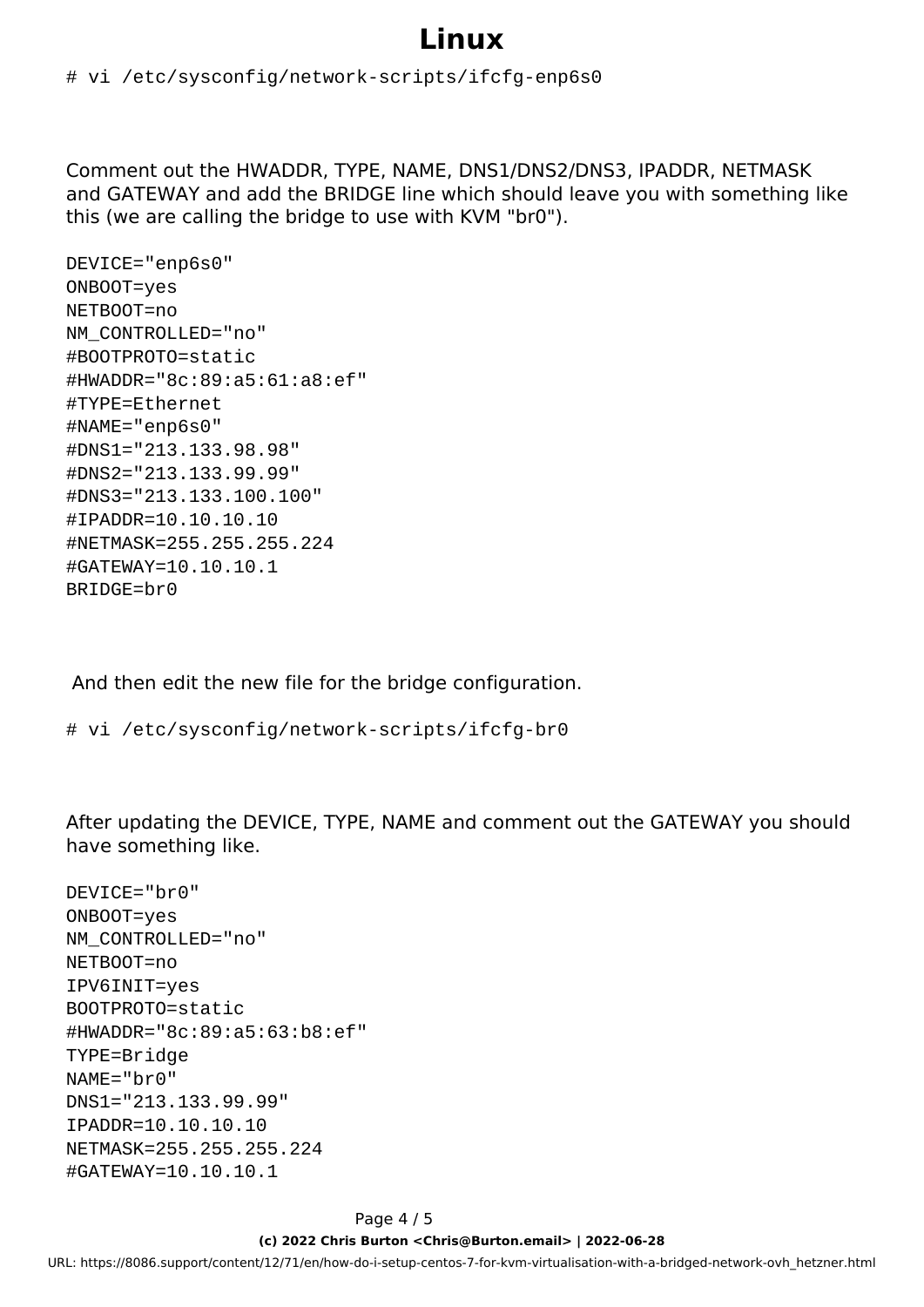```
# vi /etc/sysconfig/network-scripts/ifcfg-enp6s0
```

Comment out the HWADDR, TYPE, NAME, DNS1/DNS2/DNS3, IPADDR, NETMASK and GATEWAY and add the BRIDGE line which should leave you with something like this (we are calling the bridge to use with KVM "br0").

```
DEVICE="enp6s0"
ONBOOT=yes
NETBOOT=no
NM_CONTROLLED="no"
#BOOTPROTO=static
#HWADDR="8c:89:a5:61:a8:ef"
#TYPE=Ethernet
#NAME="enp6s0"
#DNS1="213.133.98.98"
#DNS2="213.133.99.99"
#DNS3="213.133.100.100"
#IPADDR=10.10.10.10
#NETMASK=255.255.255.224
#GATEWAY=10.10.10.1
BRIDGE=br0
```

And then edit the new file for the bridge configuration.

```
# vi /etc/sysconfig/network-scripts/ifcfg-br0
```

After updating the DEVICE, TYPE, NAME and comment out the GATEWAY you should have something like.

```
DEVICE="br0"
ONBOOT=yes
NM_CONTROLLED="no"
NETBOOT=no
IPV6INIT=yes
BOOTPROTO=static
#HWADDR="8c:89:a5:63:b8:ef"
TYPE=Bridge
NAME="br0"
DNS1="213.133.99.99"
IPADDR=10.10.10.10
NETMASK=255.255.255.224
#GATEWAY=10.10.10.1
```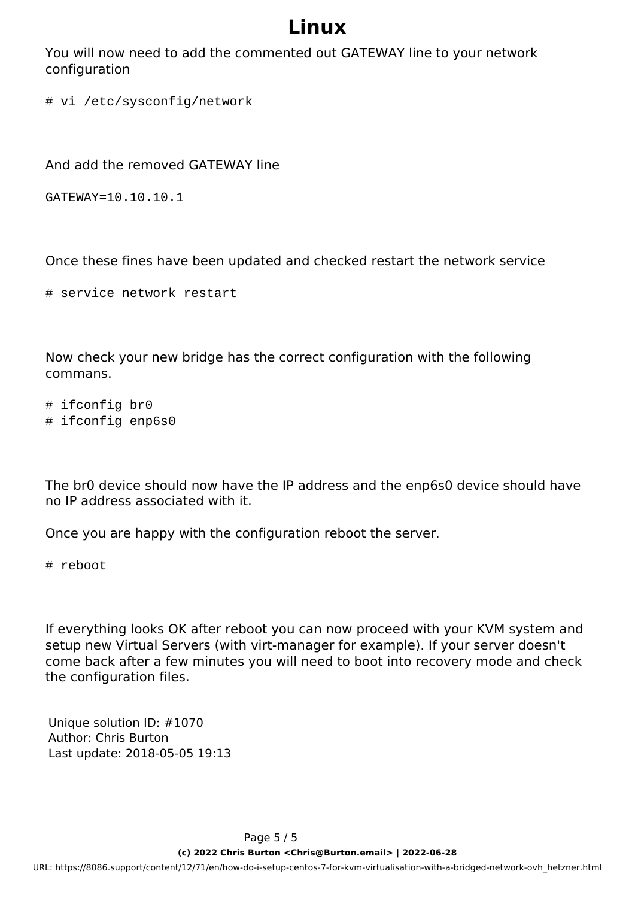You will now need to add the commented out GATEWAY line to your network configuration

```
# vi /etc/sysconfig/network
```

And add the removed GATEWAY line

```
GATEWAY=10.10.10.1
```

Once these fines have been updated and checked restart the network service

```
# service network restart
```

Now check your new bridge has the correct configuration with the following commans.

```
# ifconfig br0
# ifconfig enp6s0
```

The br0 device should now have the IP address and the enp6s0 device should have no IP address associated with it.

Once you are happy with the configuration reboot the server.

```
# reboot
```

If everything looks OK after reboot you can now proceed with your KVM system and setup new Virtual Servers (with virt-manager for example). If your server doesn't come back after a few minutes you will need to boot into recovery mode and check the configuration files.

Unique solution ID: #1070
Author: Chris Burton
Last update: 2018-05-05 19:13